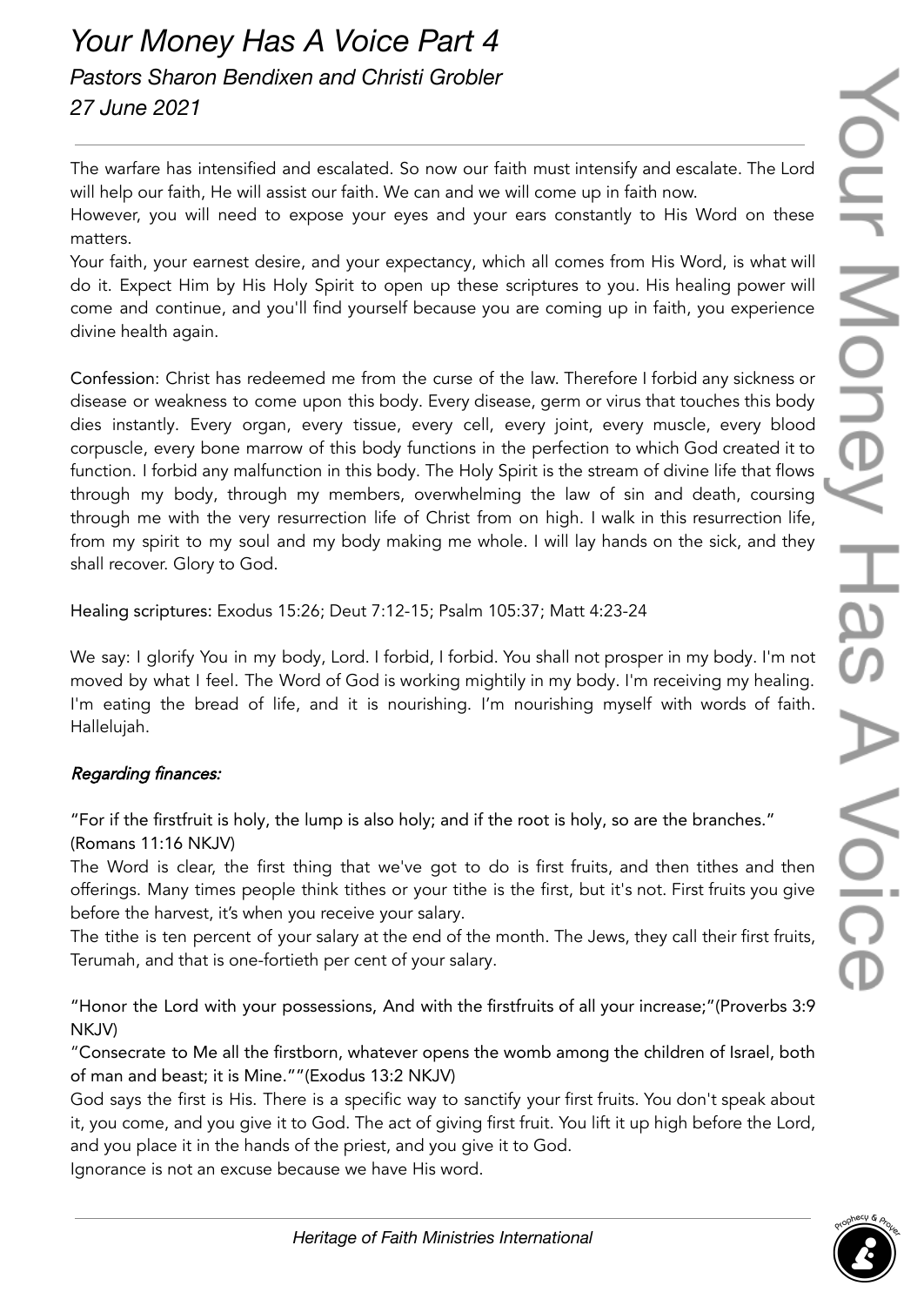# *Your Money Has A Voice Part 4*

*Pastors Sharon Bendixen and Christi Grobler*

*27 June 2021*

The warfare has intensified and escalated. So now our faith must intensify and escalate. The Lord will help our faith, He will assist our faith. We can and we will come up in faith now.
However, you will need to expose your eyes and your ears constantly to His Word on these matters.
Your faith, your earnest desire, and your expectancy, which all comes from His Word, is what will do it. Expect Him by His Holy Spirit to open up these scriptures to you. His healing power will come and continue, and you'll find yourself because you are coming up in faith, you experience divine health again.

Confession: Christ has redeemed me from the curse of the law. Therefore I forbid any sickness or disease or weakness to come upon this body. Every disease, germ or virus that touches this body dies instantly. Every organ, every tissue, every cell, every joint, every muscle, every blood corpuscle, every bone marrow of this body functions in the perfection to which God created it to function. I forbid any malfunction in this body. The Holy Spirit is the stream of divine life that flows through my body, through my members, overwhelming the law of sin and death, coursing through me with the very resurrection life of Christ from on high. I walk in this resurrection life, from my spirit to my soul and my body making me whole. I will lay hands on the sick, and they shall recover. Glory to God.

Healing scriptures: Exodus 15:26; Deut 7:12-15; Psalm 105:37; Matt 4:23-24

We say: I glorify You in my body, Lord. I forbid, I forbid. You shall not prosper in my body. I'm not moved by what I feel. The Word of God is working mightily in my body. I'm receiving my healing. I'm eating the bread of life, and it is nourishing. I'm nourishing myself with words of faith. Hallelujah.

***Regarding finances:***

"For if the firstfruit is holy, the lump is also holy; and if the root is holy, so are the branches." (Romans 11:16 NKJV)
The Word is clear, the first thing that we've got to do is first fruits, and then tithes and then offerings. Many times people think tithes or your tithe is the first, but it's not. First fruits you give before the harvest, it's when you receive your salary.
The tithe is ten percent of your salary at the end of the month. The Jews, they call their first fruits, Terumah, and that is one-fortieth per cent of your salary.

"Honor the Lord with your possessions, And with the firstfruits of all your increase;"(Proverbs 3:9 NKJV)
"Consecrate to Me all the firstborn, whatever opens the womb among the children of Israel, both of man and beast; it is Mine.""(Exodus 13:2 NKJV)
God says the first is His. There is a specific way to sanctify your first fruits. You don't speak about it, you come, and you give it to God. The act of giving first fruit. You lift it up high before the Lord, and you place it in the hands of the priest, and you give it to God.
Ignorance is not an excuse because we have His word.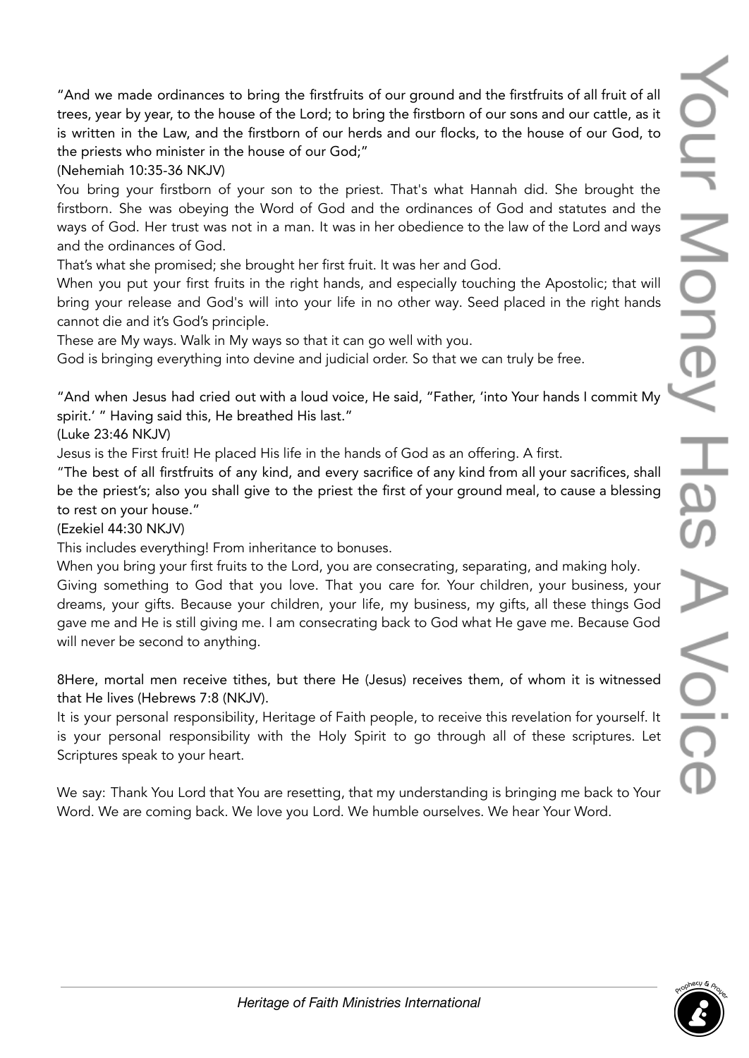"And we made ordinances to bring the firstfruits of our ground and the firstfruits of all fruit of all trees, year by year, to the house of the Lord; to bring the firstborn of our sons and our cattle, as it is written in the Law, and the firstborn of our herds and our flocks, to the house of our God, to the priests who minister in the house of our God;"

(Nehemiah 10:35-36 NKJV)

You bring your firstborn of your son to the priest. That's what Hannah did. She brought the firstborn. She was obeying the Word of God and the ordinances of God and statutes and the ways of God. Her trust was not in a man. It was in her obedience to the law of the Lord and ways and the ordinances of God.

That's what she promised; she brought her first fruit. It was her and God.

When you put your first fruits in the right hands, and especially touching the Apostolic; that will bring your release and God's will into your life in no other way. Seed placed in the right hands cannot die and it's God's principle.

These are My ways. Walk in My ways so that it can go well with you.

God is bringing everything into devine and judicial order. So that we can truly be free.

"And when Jesus had cried out with a loud voice, He said, "Father, 'into Your hands I commit My spirit.' " Having said this, He breathed His last."

(Luke 23:46 NKJV)

Jesus is the First fruit! He placed His life in the hands of God as an offering. A first.

"The best of all firstfruits of any kind, and every sacrifice of any kind from all your sacrifices, shall be the priest's; also you shall give to the priest the first of your ground meal, to cause a blessing to rest on your house."

(Ezekiel 44:30 NKJV)

This includes everything! From inheritance to bonuses.

When you bring your first fruits to the Lord, you are consecrating, separating, and making holy.

Giving something to God that you love. That you care for. Your children, your business, your dreams, your gifts. Because your children, your life, my business, my gifts, all these things God gave me and He is still giving me. I am consecrating back to God what He gave me. Because God will never be second to anything.

8Here, mortal men receive tithes, but there He (Jesus) receives them, of whom it is witnessed that He lives (Hebrews 7:8 (NKJV).

It is your personal responsibility, Heritage of Faith people, to receive this revelation for yourself. It is your personal responsibility with the Holy Spirit to go through all of these scriptures. Let Scriptures speak to your heart.

We say: Thank You Lord that You are resetting, that my understanding is bringing me back to Your Word. We are coming back. We love you Lord. We humble ourselves. We hear Your Word.